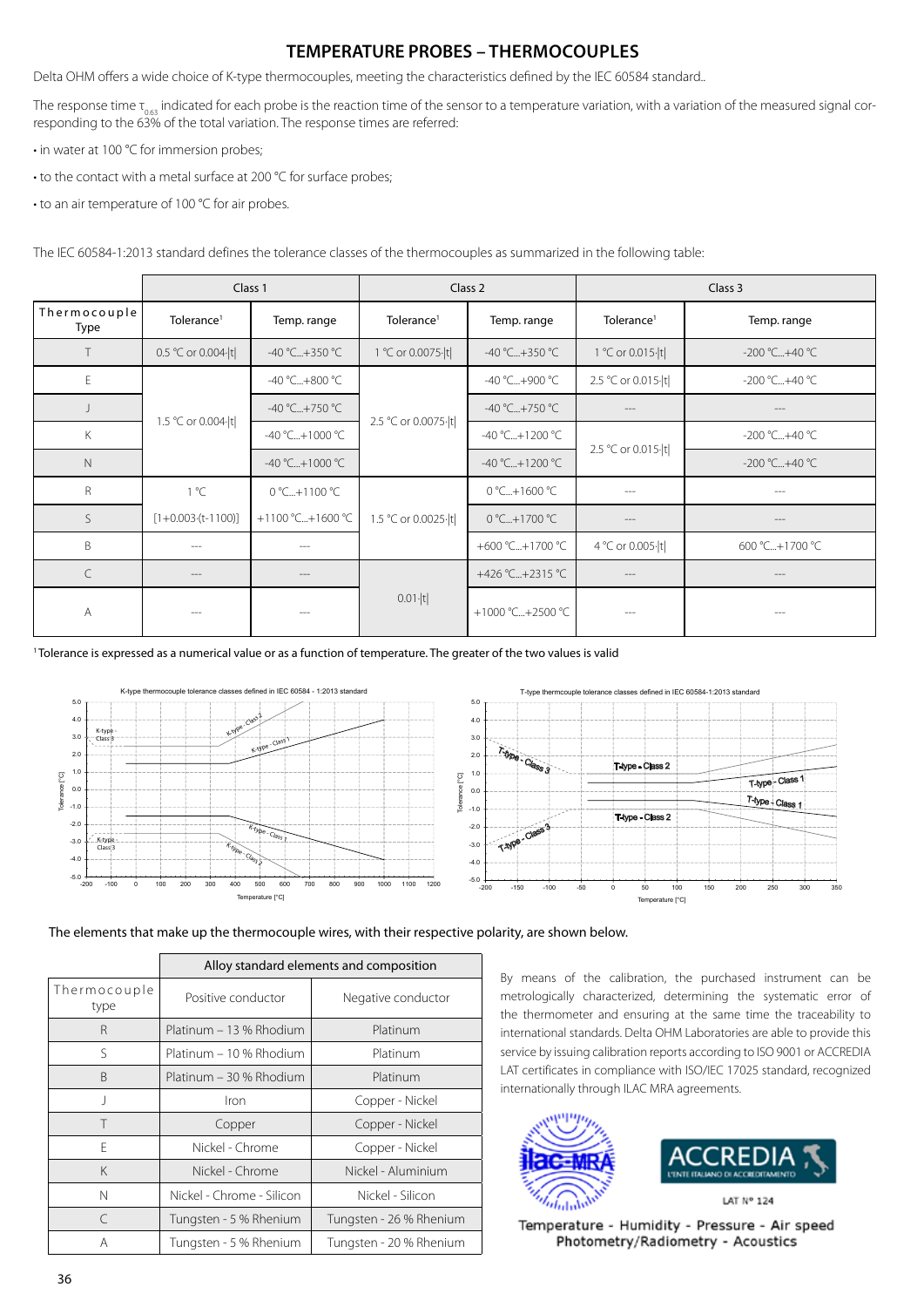# TEMPERATURE PROBES – THERMOCOUPLES

Delta OHM offers a wide choice of K-type thermocouples, meeting the characteristics defined by the IEC 60584 standard..

The response time $\tau_{0.63}$ indicated for each probe is the reaction time of the sensor to a temperature variation, with a variation of the measured signal corresponding to the 63% of the total variation. The response times are referred:

- in water at 100 °C for immersion probes;
- to the contact with a metal surface at 200 °C for surface probes;
- to an air temperature of 100 °C for air probes.

The IEC 60584-1:2013 standard defines the tolerance classes of the thermocouples as summarized in the following table:

| | Class 1 | | Class 2 | | Class 3 | |
|---|---|---|---|---|---|---|
| Thermocouple Type | Tolerance[1] | Temp. range | Tolerance[1] | Temp. range | Tolerance[1] | Temp. range |
| T | 0.5 °C or 0.004·\|t\| | -40 °C...+350 °C | 1 °C or 0.0075·\|t\| | -40 °C...+350 °C | 1 °C or 0.015·\|t\| | -200 °C...+40 °C |
| E | 1.5 °C or 0.004·\|t\| | -40 °C...+800 °C | 2.5 °C or 0.0075·\|t\| | -40 °C...+900 °C | 2.5 °C or 0.015·\|t\| | -200 °C...+40 °C |
| J | | -40 °C...+750 °C | | -40 °C...+750 °C | --- | --- |
| K | | -40 °C...+1000 °C | | -40 °C...+1200 °C | 2.5 °C or 0.015·\|t\| | -200 °C...+40 °C |
| N | | -40 °C...+1000 °C | | -40 °C...+1200 °C | | -200 °C...+40 °C |
| R | 1 °C | 0 °C...+1100 °C | 1.5 °C or 0.0025·\|t\| | 0 °C...+1600 °C | --- | --- |
| S | [1+0.003·(t-1100)] | +1100 °C...+1600 °C | | 0 °C...+1700 °C | --- | --- |
| B | --- | --- | | +600 °C...+1700 °C | 4 °C or 0.005·\|t\| | 600 °C...+1700 °C |
| C | --- | --- | 0.01·\|t\| | +426 °C...+2315 °C | --- | --- |
| A | --- | --- | | +1000 °C...+2500 °C | --- | --- |

[1] Tolerance is expressed as a numerical value or as a function of temperature. The greater of the two values is valid

The elements that make up the thermocouple wires, with their respective polarity, are shown below.

| | Alloy standard elements and composition | |
|---|---|---|
| Thermocouple type | Positive conductor | Negative conductor |
| R | Platinum – 13 % Rhodium | Platinum |
| S | Platinum – 10 % Rhodium | Platinum |
| B | Platinum – 30 % Rhodium | Platinum |
| J | Iron | Copper - Nickel |
| T | Copper | Copper - Nickel |
| E | Nickel - Chrome | Copper - Nickel |
| K | Nickel - Chrome | Nickel - Aluminium |
| N | Nickel - Chrome - Silicon | Nickel - Silicon |
| C | Tungsten - 5 % Rhenium | Tungsten - 26 % Rhenium |
| A | Tungsten - 5 % Rhenium | Tungsten - 20 % Rhenium |

By means of the calibration, the purchased instrument can be metrologically characterized, determining the systematic error of the thermometer and ensuring at the same time the traceability to international standards. Delta OHM Laboratories are able to provide this service by issuing calibration reports according to ISO 9001 or ACCREDIA LAT certificates in compliance with ISO/IEC 17025 standard, recognized internationally through ILAC MRA agreements.

LAT N° 124

Temperature - Humidity - Pressure - Air speed
Photometry/Radiometry - Acoustics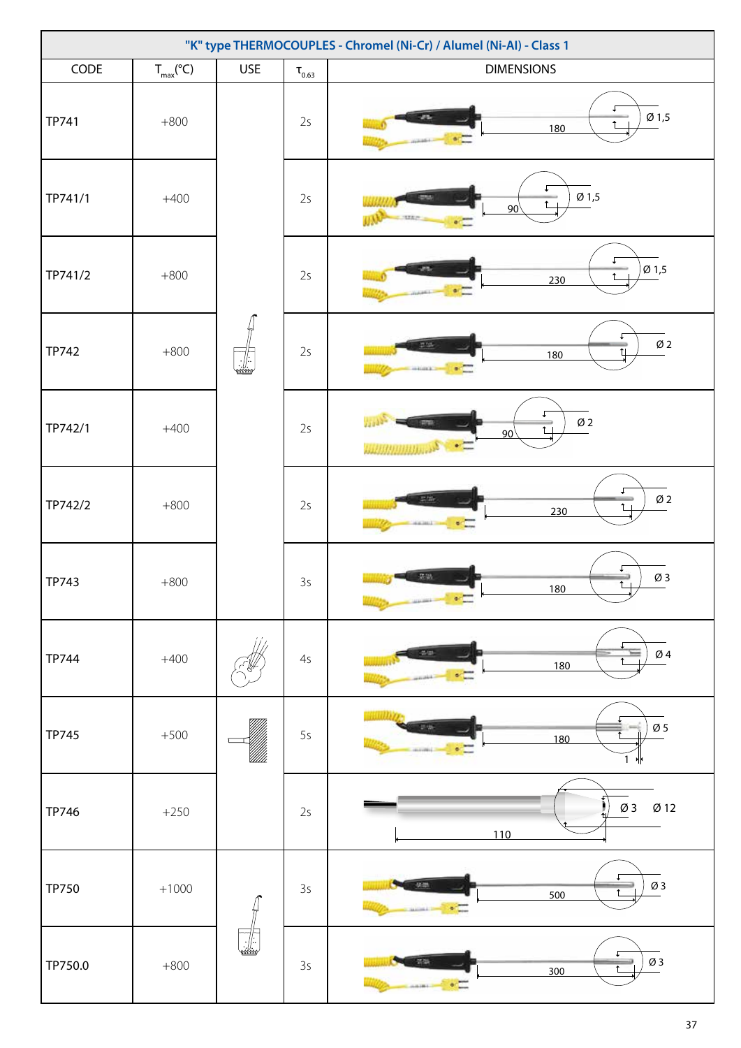| "K" type THERMOCOUPLES - Chromel (Ni-Cr) / Alumel (Ni-Al) - Class 1 | | | | |
|---|---|---|---|---|
| CODE | $T_{max}$(°C) | USE | $\tau_{0.63}$ | DIMENSIONS |
| TP741 | +800 | | 2s | 180 Ø 1,5 |
| TP741/1 | +400 | | 2s | 90 Ø 1,5 |
| TP741/2 | +800 | | 2s | 230 Ø 1,5 |
| TP742 | +800 | | 2s | 180 Ø 2 |
| TP742/1 | +400 | | 2s | 90 Ø 2 |
| TP742/2 | +800 | | 2s | 230 Ø 2 |
| TP743 | +800 | | 3s | 180 Ø 3 |
| TP744 | +400 | | 4s | 180 Ø 4 |
| TP745 | +500 | | 5s | 180 Ø 5 1 |
| TP746 | +250 | | 2s | 110 Ø 3 Ø 12 |
| TP750 | +1000 | | 3s | 500 Ø 3 |
| TP750.0 | +800 | | 3s | 300 Ø 3 |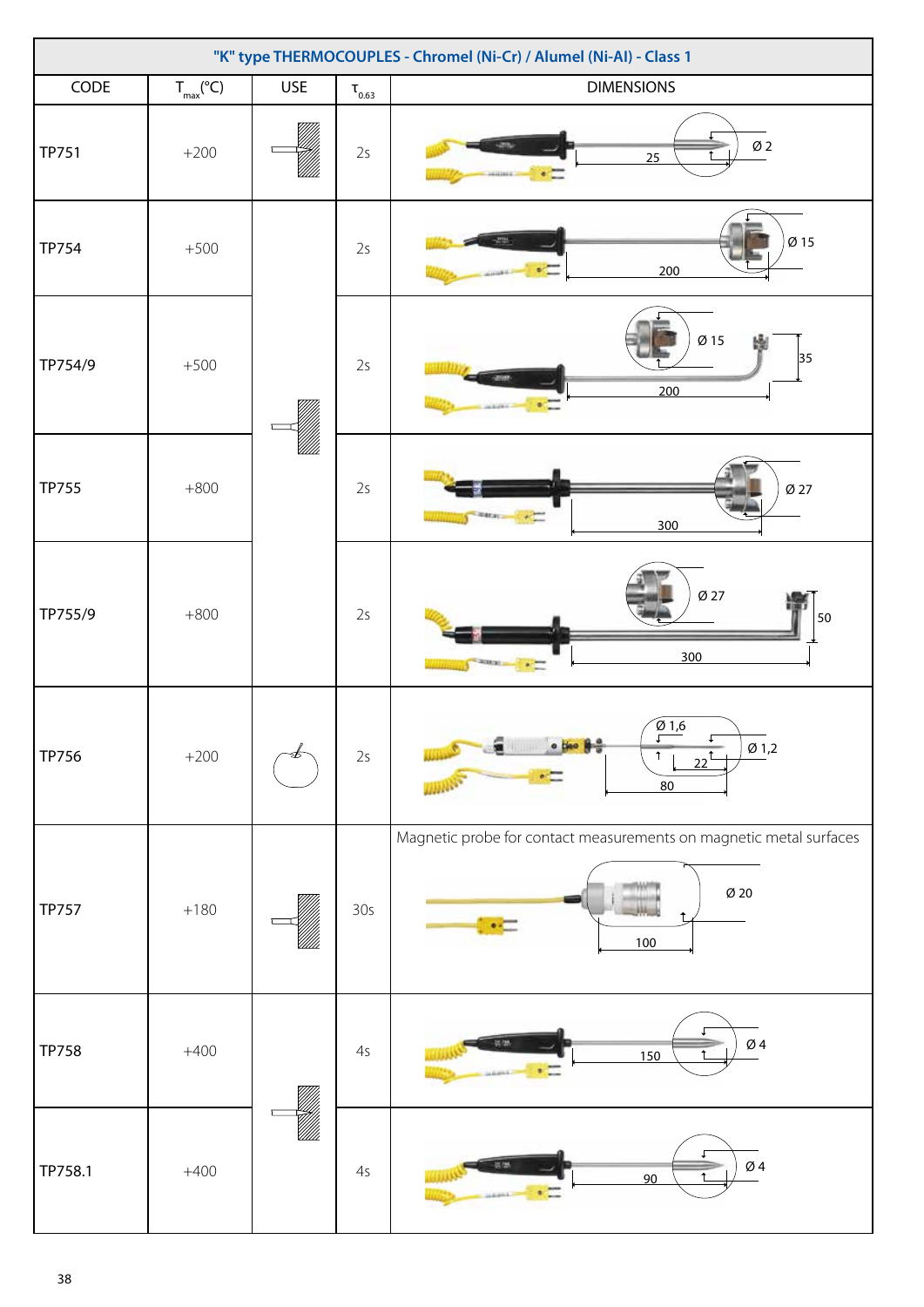| "K" type THERMOCOUPLES - Chromel (Ni-Cr) / Alumel (Ni-Al) - Class 1 | | | | |
|---|---|---|---|---|
| CODE | $T_{max}$(°C) | USE | $\tau_{0.63}$ | DIMENSIONS |
| TP751 | +200 | | 2s | 25; Ø 2 |
| TP754 | +500 | | 2s | 200; Ø 15 |
| TP754/9 | +500 | | 2s | Ø 15; 200; 35 |
| TP755 | +800 | | 2s | 300; Ø 27 |
| TP755/9 | +800 | | 2s | Ø 27; 300; 50 |
| TP756 | +200 | | 2s | Ø 1,6; Ø 1,2; 22; 80 |
| TP757 | +180 | | 30s | Magnetic probe for contact measurements on magnetic metal surfaces; Ø 20; 100 |
| TP758 | +400 | | 4s | 150; Ø 4 |
| TP758.1 | +400 | | 4s | 90; Ø 4 |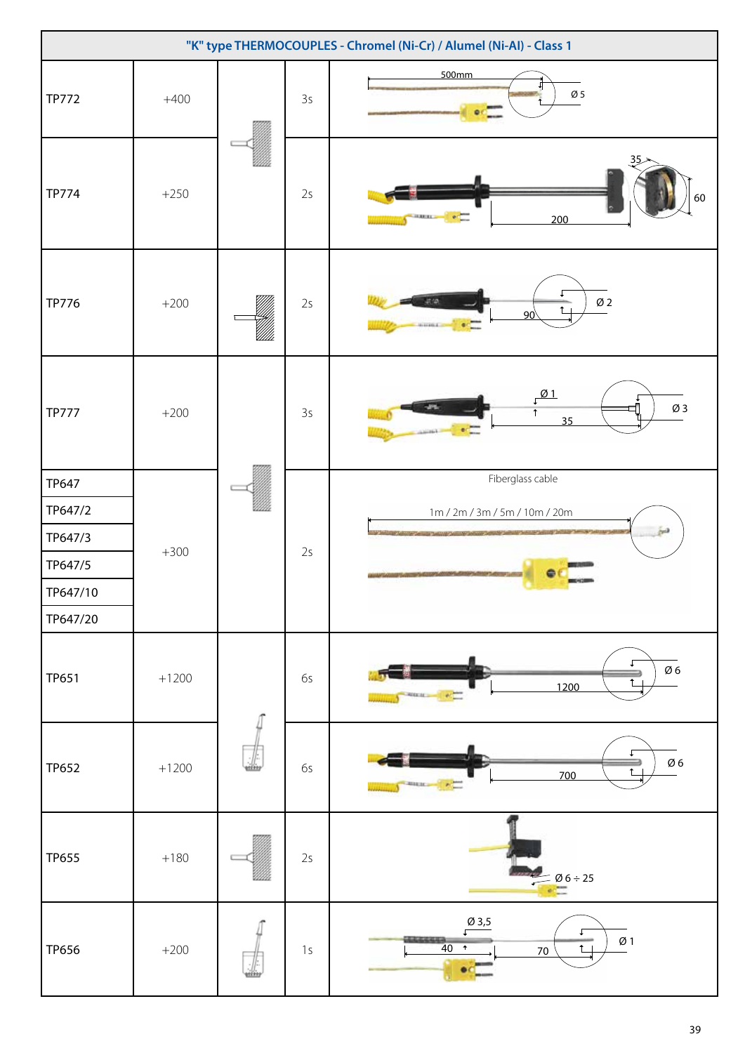| "K" type THERMOCOUPLES - Chromel (Ni-Cr) / Alumel (Ni-Al) - Class 1 | | | | |
|---|---|---|---|---|
| TP772 | +400 | | 3s | 500mm, Ø 5 |
| TP774 | +250 | | 2s | 35, 60, 200 |
| TP776 | +200 | | 2s | 90, Ø 2 |
| TP777 | +200 | | 3s | Ø 1, 35, Ø 3 |
| TP647 | +300 | | 2s | Fiberglass cable<br>1m / 2m / 3m / 5m / 10m / 20m |
| TP647/2 | | | | |
| TP647/3 | | | | |
| TP647/5 | | | | |
| TP647/10 | | | | |
| TP647/20 | | | | |
| TP651 | +1200 | | 6s | 1200, Ø 6 |
| TP652 | +1200 | | 6s | 700, Ø 6 |
| TP655 | +180 | | 2s | Ø 6 ÷ 25 |
| TP656 | +200 | | 1s | Ø 3,5, 40, 70, Ø 1 |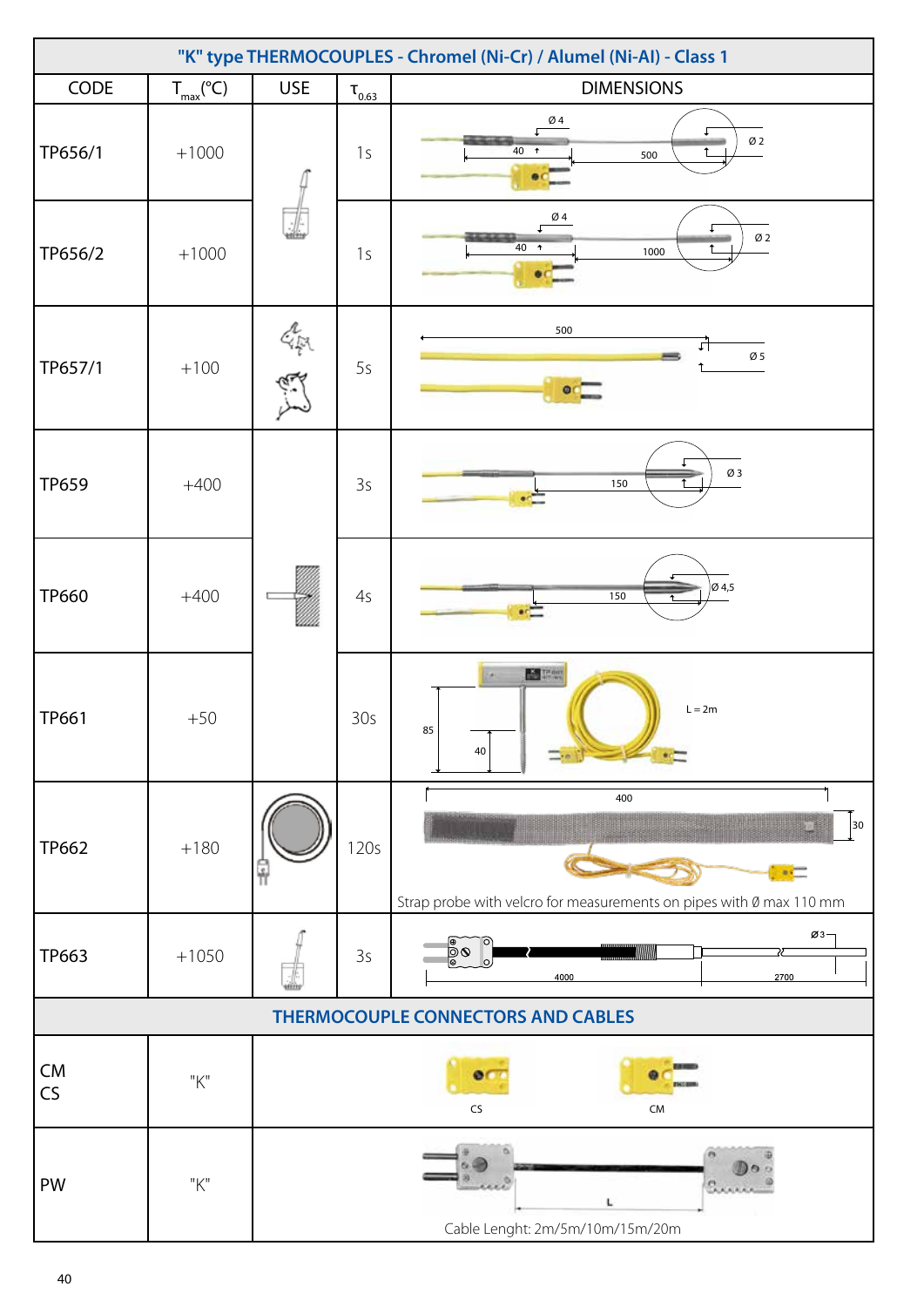| "K" type THERMOCOUPLES - Chromel (Ni-Cr) / Alumel (Ni-Al) - Class 1 | | | | |
|---|---|---|---|---|
| CODE | $T_{max}$(°C) | USE | $\tau_{0.63}$ | DIMENSIONS |
| TP656/1 | +1000 | | 1s | Ø 4, 40, 500, Ø 2 |
| TP656/2 | +1000 | | 1s | Ø 4, 40, 1000, Ø 2 |
| TP657/1 | +100 | | 5s | 500, Ø 5 |
| TP659 | +400 | | 3s | 150, Ø 3 |
| TP660 | +400 | | 4s | 150, Ø 4,5 |
| TP661 | +50 | | 30s | 85, 40, L = 2m |
| TP662 | +180 | | 120s | 400, 30<br>Strap probe with velcro for measurements on pipes with Ø max 110 mm |
| TP663 | +1050 | | 3s | Ø 3, 4000, 2700 |
| **THERMOCOUPLE CONNECTORS AND CABLES** | | | | |
| CM<br>CS | "K" | | | CS, CM |
| PW | "K" | | | L<br>Cable Lenght: 2m/5m/10m/15m/20m |